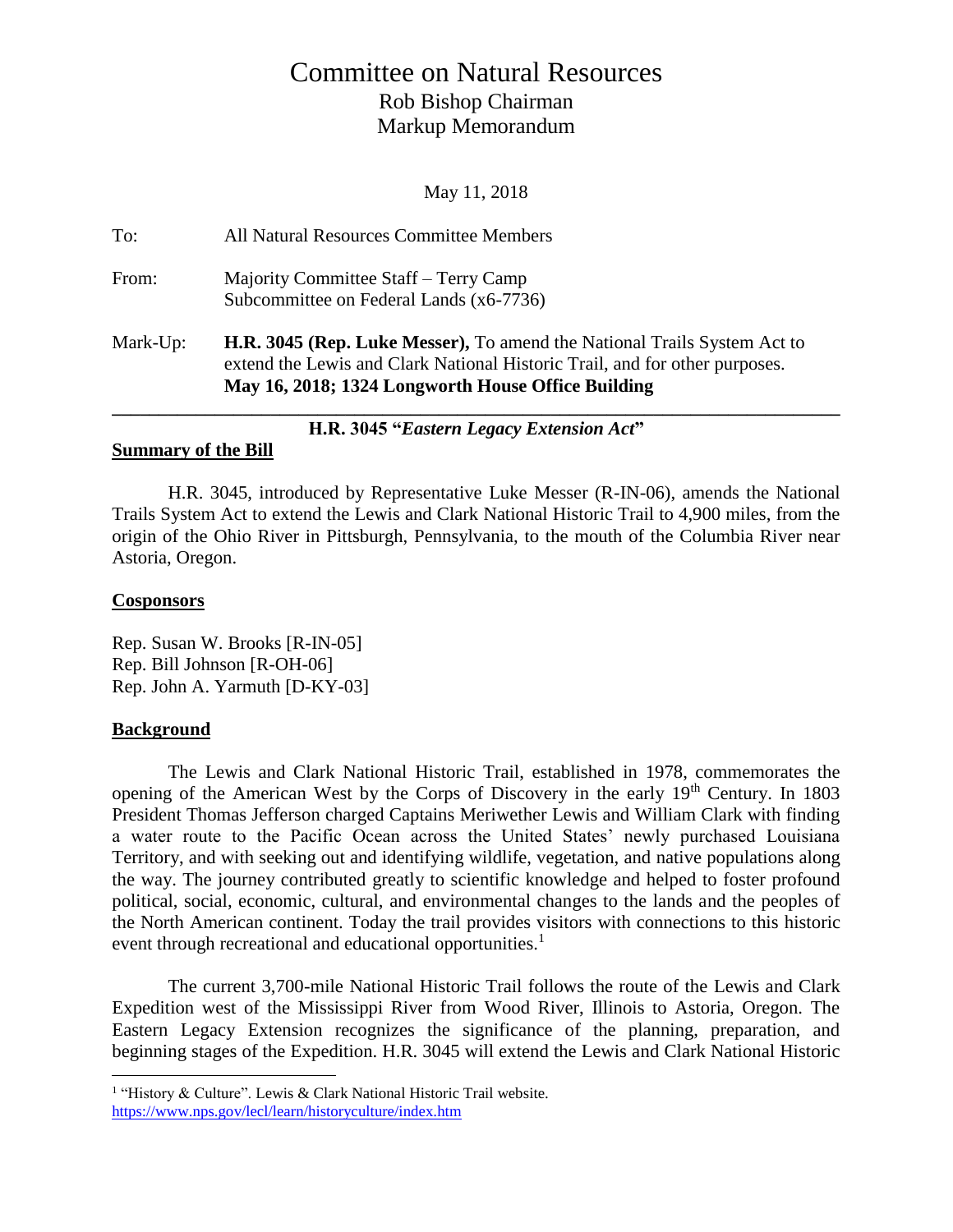# Committee on Natural Resources

Rob Bishop Chairman

Markup Memorandum

May 11, 2018

To: All Natural Resources Committee Members

From: Majority Committee Staff – Terry Camp
Subcommittee on Federal Lands (x6-7736)

Mark-Up: **H.R. 3045 (Rep. Luke Messer),** To amend the National Trails System Act to extend the Lewis and Clark National Historic Trail, and for other purposes.
**May 16, 2018; 1324 Longworth House Office Building**

---

**H.R. 3045 "*Eastern Legacy Extension Act*"**

## Summary of the Bill

H.R. 3045, introduced by Representative Luke Messer (R-IN-06), amends the National Trails System Act to extend the Lewis and Clark National Historic Trail to 4,900 miles, from the origin of the Ohio River in Pittsburgh, Pennsylvania, to the mouth of the Columbia River near Astoria, Oregon.

## Cosponsors

Rep. Susan W. Brooks [R-IN-05]
Rep. Bill Johnson [R-OH-06]
Rep. John A. Yarmuth [D-KY-03]

## Background

The Lewis and Clark National Historic Trail, established in 1978, commemorates the opening of the American West by the Corps of Discovery in the early 19th Century. In 1803 President Thomas Jefferson charged Captains Meriwether Lewis and William Clark with finding a water route to the Pacific Ocean across the United States' newly purchased Louisiana Territory, and with seeking out and identifying wildlife, vegetation, and native populations along the way. The journey contributed greatly to scientific knowledge and helped to foster profound political, social, economic, cultural, and environmental changes to the lands and the peoples of the North American continent. Today the trail provides visitors with connections to this historic event through recreational and educational opportunities.[1]

The current 3,700-mile National Historic Trail follows the route of the Lewis and Clark Expedition west of the Mississippi River from Wood River, Illinois to Astoria, Oregon. The Eastern Legacy Extension recognizes the significance of the planning, preparation, and beginning stages of the Expedition. H.R. 3045 will extend the Lewis and Clark National Historic

---

[1] "History & Culture". Lewis & Clark National Historic Trail website. https://www.nps.gov/lecl/learn/historyculture/index.htm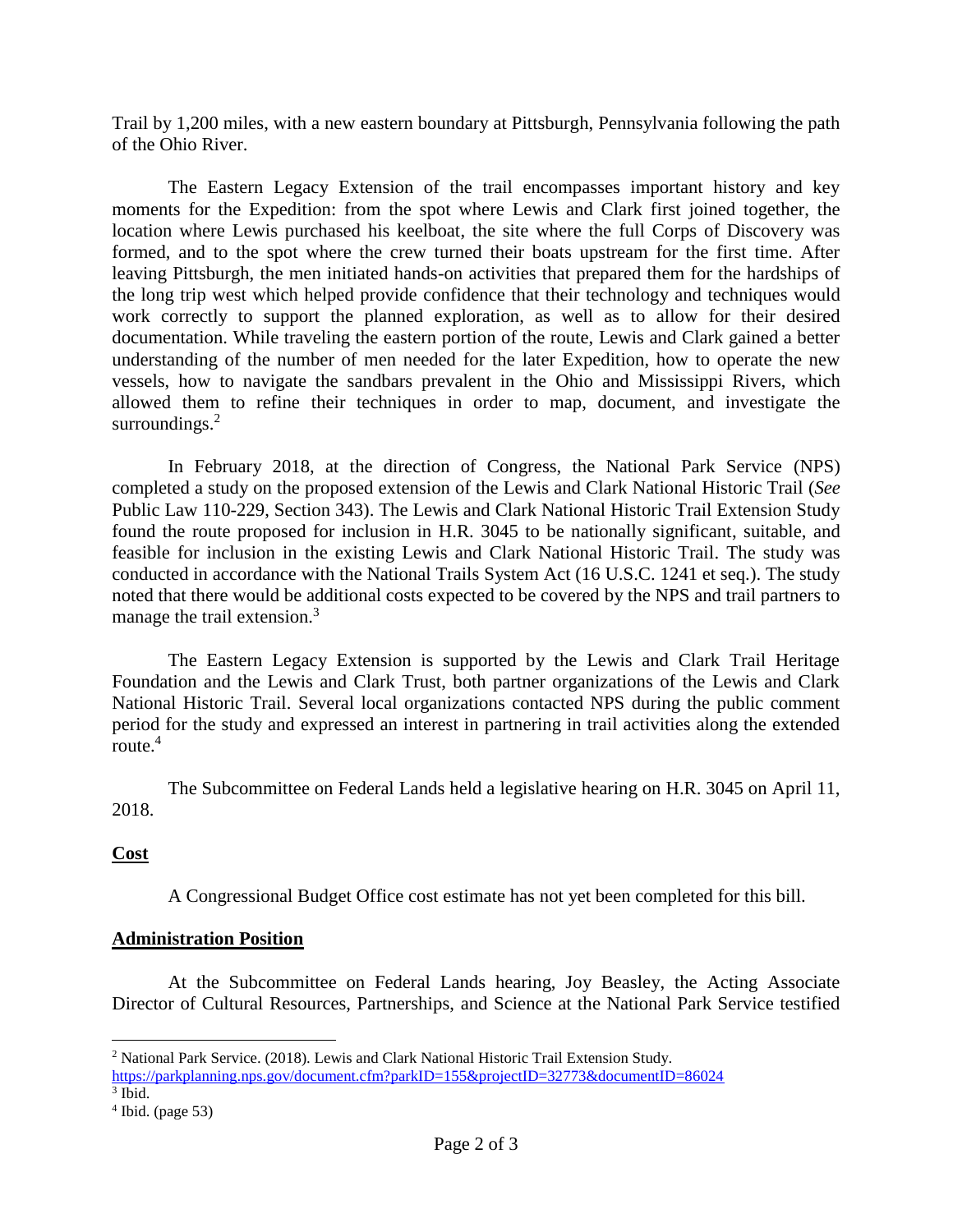Trail by 1,200 miles, with a new eastern boundary at Pittsburgh, Pennsylvania following the path of the Ohio River.

The Eastern Legacy Extension of the trail encompasses important history and key moments for the Expedition: from the spot where Lewis and Clark first joined together, the location where Lewis purchased his keelboat, the site where the full Corps of Discovery was formed, and to the spot where the crew turned their boats upstream for the first time. After leaving Pittsburgh, the men initiated hands-on activities that prepared them for the hardships of the long trip west which helped provide confidence that their technology and techniques would work correctly to support the planned exploration, as well as to allow for their desired documentation. While traveling the eastern portion of the route, Lewis and Clark gained a better understanding of the number of men needed for the later Expedition, how to operate the new vessels, how to navigate the sandbars prevalent in the Ohio and Mississippi Rivers, which allowed them to refine their techniques in order to map, document, and investigate the surroundings.[2]

In February 2018, at the direction of Congress, the National Park Service (NPS) completed a study on the proposed extension of the Lewis and Clark National Historic Trail (*See* Public Law 110-229, Section 343). The Lewis and Clark National Historic Trail Extension Study found the route proposed for inclusion in H.R. 3045 to be nationally significant, suitable, and feasible for inclusion in the existing Lewis and Clark National Historic Trail. The study was conducted in accordance with the National Trails System Act (16 U.S.C. 1241 et seq.). The study noted that there would be additional costs expected to be covered by the NPS and trail partners to manage the trail extension.[3]

The Eastern Legacy Extension is supported by the Lewis and Clark Trail Heritage Foundation and the Lewis and Clark Trust, both partner organizations of the Lewis and Clark National Historic Trail. Several local organizations contacted NPS during the public comment period for the study and expressed an interest in partnering in trail activities along the extended route.[4]

The Subcommittee on Federal Lands held a legislative hearing on H.R. 3045 on April 11, 2018.

**Cost**

A Congressional Budget Office cost estimate has not yet been completed for this bill.

**Administration Position**

At the Subcommittee on Federal Lands hearing, Joy Beasley, the Acting Associate Director of Cultural Resources, Partnerships, and Science at the National Park Service testified

---

[2] National Park Service. (2018). Lewis and Clark National Historic Trail Extension Study. https://parkplanning.nps.gov/document.cfm?parkID=155&projectID=32773&documentID=86024

[3] Ibid.

[4] Ibid. (page 53)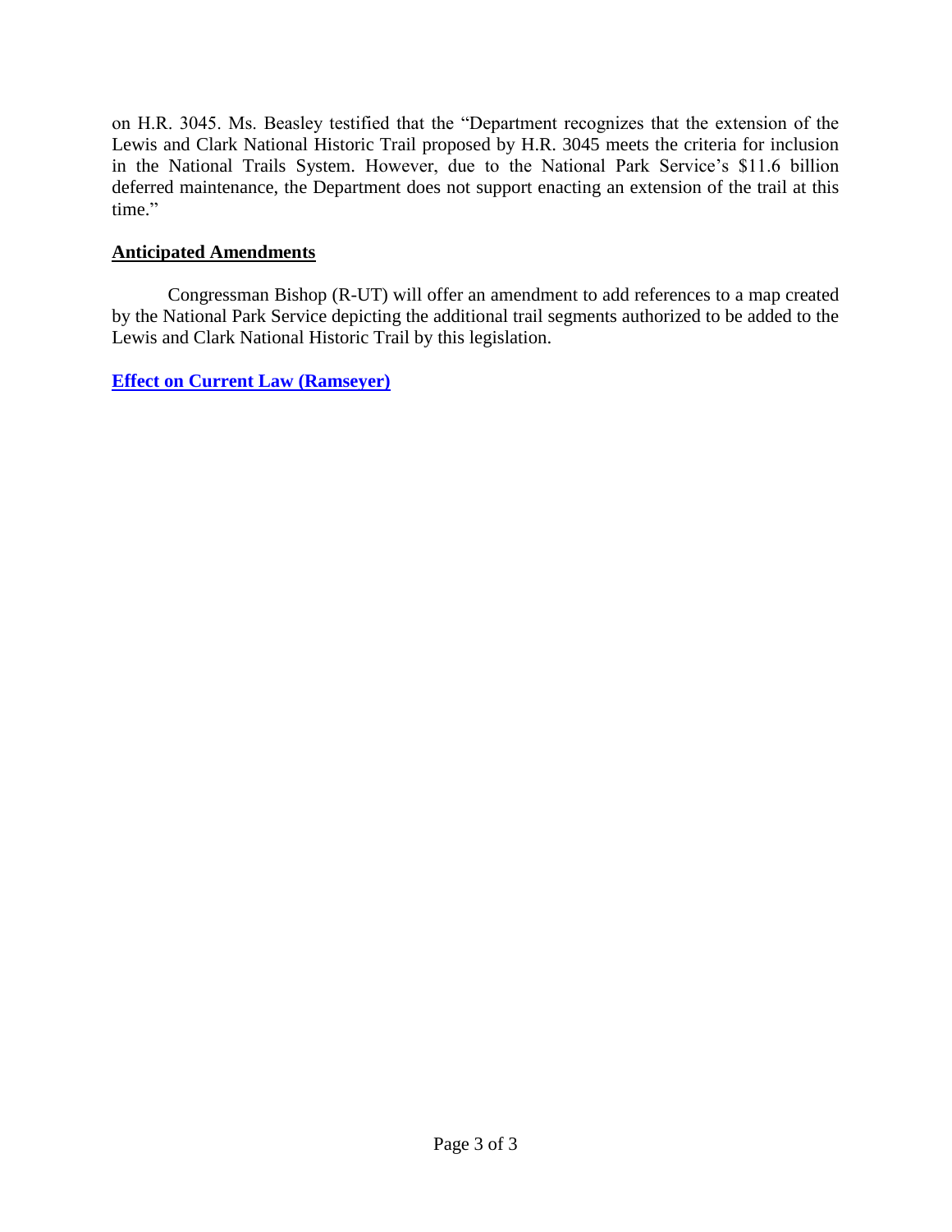on H.R. 3045. Ms. Beasley testified that the "Department recognizes that the extension of the Lewis and Clark National Historic Trail proposed by H.R. 3045 meets the criteria for inclusion in the National Trails System. However, due to the National Park Service's $11.6 billion deferred maintenance, the Department does not support enacting an extension of the trail at this time."

## Anticipated Amendments

Congressman Bishop (R-UT) will offer an amendment to add references to a map created by the National Park Service depicting the additional trail segments authorized to be added to the Lewis and Clark National Historic Trail by this legislation.

**Effect on Current Law (Ramseyer)**